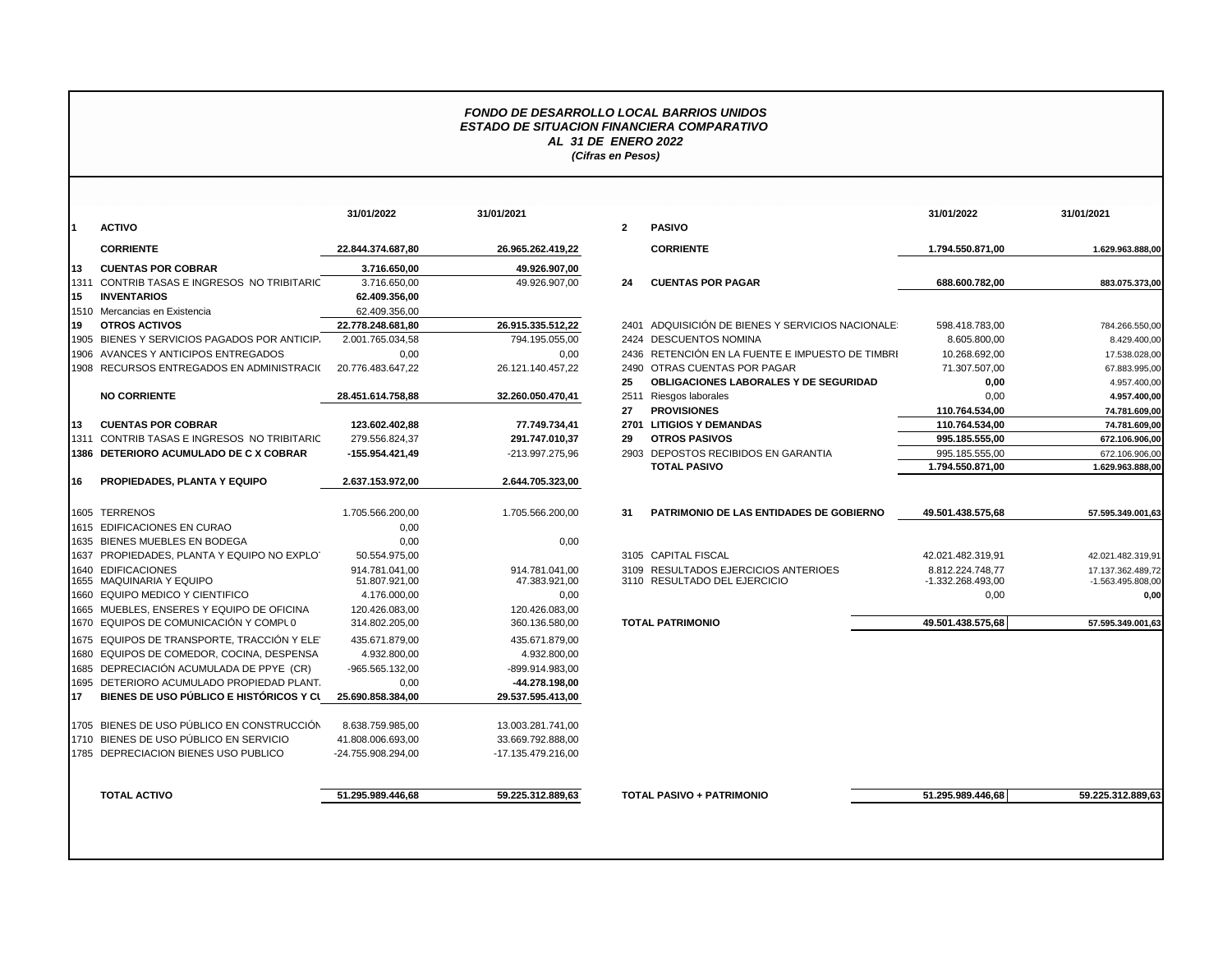**FONDO DE DESARROLLO LOCAL BARRIOS UNIDOS**
**ESTADO DE SITUACION FINANCIERA COMPARATIVO**
**AL 31 DE ENERO 2022**
*(Cifras en Pesos)*

| | | 31/01/2022 | 31/01/2021 |
|---|---|---|---|
| **1** | **ACTIVO** | | |
| | **CORRIENTE** | **22.844.374.687,80** | **26.965.262.419,22** |
| **13** | **CUENTAS POR COBRAR** | **3.716.650,00** | **49.926.907,00** |
| 1311 | CONTRIB TASAS E INGRESOS NO TRIBITARIC | 3.716.650,00 | 49.926.907,00 |
| **15** | **INVENTARIOS** | **62.409.356,00** | |
| 1510 | Mercancias en Existencia | 62.409.356,00 | |
| **19** | **OTROS ACTIVOS** | **22.778.248.681,80** | **26.915.335.512,22** |
| 1905 | BIENES Y SERVICIOS PAGADOS POR ANTICIP. | 2.001.765.034,58 | 794.195.055,00 |
| 1906 | AVANCES Y ANTICIPOS ENTREGADOS | 0,00 | 0,00 |
| 1908 | RECURSOS ENTREGADOS EN ADMINISTRACI( | 20.776.483.647,22 | 26.121.140.457,22 |
| | **NO CORRIENTE** | **28.451.614.758,88** | **32.260.050.470,41** |
| **13** | **CUENTAS POR COBRAR** | **123.602.402,88** | **77.749.734,41** |
| 1311 | CONTRIB TASAS E INGRESOS NO TRIBITARIC | 279.556.824,37 | 291.747.010,37 |
| **1386** | **DETERIORO ACUMULADO DE C X COBRAR** | **-155.954.421,49** | -213.997.275,96 |
| **16** | **PROPIEDADES, PLANTA Y EQUIPO** | **2.637.153.972,00** | **2.644.705.323,00** |
| 1605 | TERRENOS | 1.705.566.200,00 | 1.705.566.200,00 |
| 1615 | EDIFICACIONES EN CURAO | 0,00 | |
| 1635 | BIENES MUEBLES EN BODEGA | 0,00 | 0,00 |
| 1637 | PROPIEDADES, PLANTA Y EQUIPO NO EXPLO | 50.554.975,00 | |
| 1640 | EDIFICACIONES | 914.781.041,00 | 914.781.041,00 |
| 1655 | MAQUINARIA Y EQUIPO | 51.807.921,00 | 47.383.921,00 |
| 1660 | EQUIPO MEDICO Y CIENTIFICO | 4.176.000,00 | 0,00 |
| 1665 | MUEBLES, ENSERES Y EQUIPO DE OFICINA | 120.426.083,00 | 120.426.083,00 |
| 1670 | EQUIPOS DE COMUNICACIÓN Y COMPU 0 | 314.802.205,00 | 360.136.580,00 |
| 1675 | EQUIPOS DE TRANSPORTE, TRACCIÓN Y ELE | 435.671.879,00 | 435.671.879,00 |
| 1680 | EQUIPOS DE COMEDOR, COCINA, DESPENSA | 4.932.800,00 | 4.932.800,00 |
| 1685 | DEPRECIACIÓN ACUMULADA DE PPYE (CR) | -965.565.132,00 | -899.914.983,00 |
| 1695 | DETERIORO ACUMULADO PROPIEDAD PLANT. | 0,00 | **-44.278.198,00** |
| **17** | **BIENES DE USO PÚBLICO E HISTÓRICOS Y CU** | **25.690.858.384,00** | **29.537.595.413,00** |
| 1705 | BIENES DE USO PÚBLICO EN CONSTRUCCIÓN | 8.638.759.985,00 | 13.003.281.741,00 |
| 1710 | BIENES DE USO PÚBLICO EN SERVICIO | 41.808.006.693,00 | 33.669.792.888,00 |
| 1785 | DEPRECIACION BIENES USO PUBLICO | -24.755.908.294,00 | -17.135.479.216,00 |
| | **TOTAL ACTIVO** | **51.295.989.446,68** | **59.225.312.889,63** |

| | | 31/01/2022 | 31/01/2021 |
|---|---|---|---|
| **2** | **PASIVO** | | |
| | **CORRIENTE** | **1.794.550.871,00** | **1.629.963.888,00** |
| **24** | **CUENTAS POR PAGAR** | **688.600.782,00** | **883.075.373,00** |
| 2401 | ADQUISICIÓN DE BIENES Y SERVICIOS NACIONALE | 598.418.783,00 | 784.266.550,00 |
| 2424 | DESCUENTOS NOMINA | 8.605.800,00 | 8.429.400,00 |
| 2436 | RETENCIÓN EN LA FUENTE E IMPUESTO DE TIMBR | 10.268.692,00 | 17.538.028,00 |
| 2490 | OTRAS CUENTAS POR PAGAR | 71.307.507,00 | 67.883.995,00 |
| **25** | **OBLIGACIONES LABORALES Y DE SEGURIDAD** | **0,00** | 4.957.400,00 |
| 2511 | Riesgos laborales | 0,00 | **4.957.400,00** |
| **27** | **PROVISIONES** | **110.764.534,00** | **74.781.609,00** |
| **2701** | **LITIGIOS Y DEMANDAS** | **110.764.534,00** | **74.781.609,00** |
| **29** | **OTROS PASIVOS** | **995.185.555,00** | **672.106.906,00** |
| 2903 | DEPOSTOS RECIBIDOS EN GARANTIA | 995.185.555,00 | 672.106.906,00 |
| | **TOTAL PASIVO** | **1.794.550.871,00** | **1.629.963.888,00** |
| **31** | **PATRIMONIO DE LAS ENTIDADES DE GOBIERNO** | **49.501.438.575,68** | **57.595.349.001,63** |
| 3105 | CAPITAL FISCAL | 42.021.482.319,91 | 42.021.482.319,91 |
| 3109 | RESULTADOS EJERCICIOS ANTERIOES | 8.812.224.748,77 | 17.137.362.489,72 |
| 3110 | RESULTADO DEL EJERCICIO | -1.332.268.493,00 | -1.563.495.808,00 |
| | | 0,00 | **0,00** |
| | **TOTAL PATRIMONIO** | **49.501.438.575,68** | **57.595.349.001,63** |
| | **TOTAL PASIVO + PATRIMONIO** | **51.295.989.446,68** | **59.225.312.889,63** |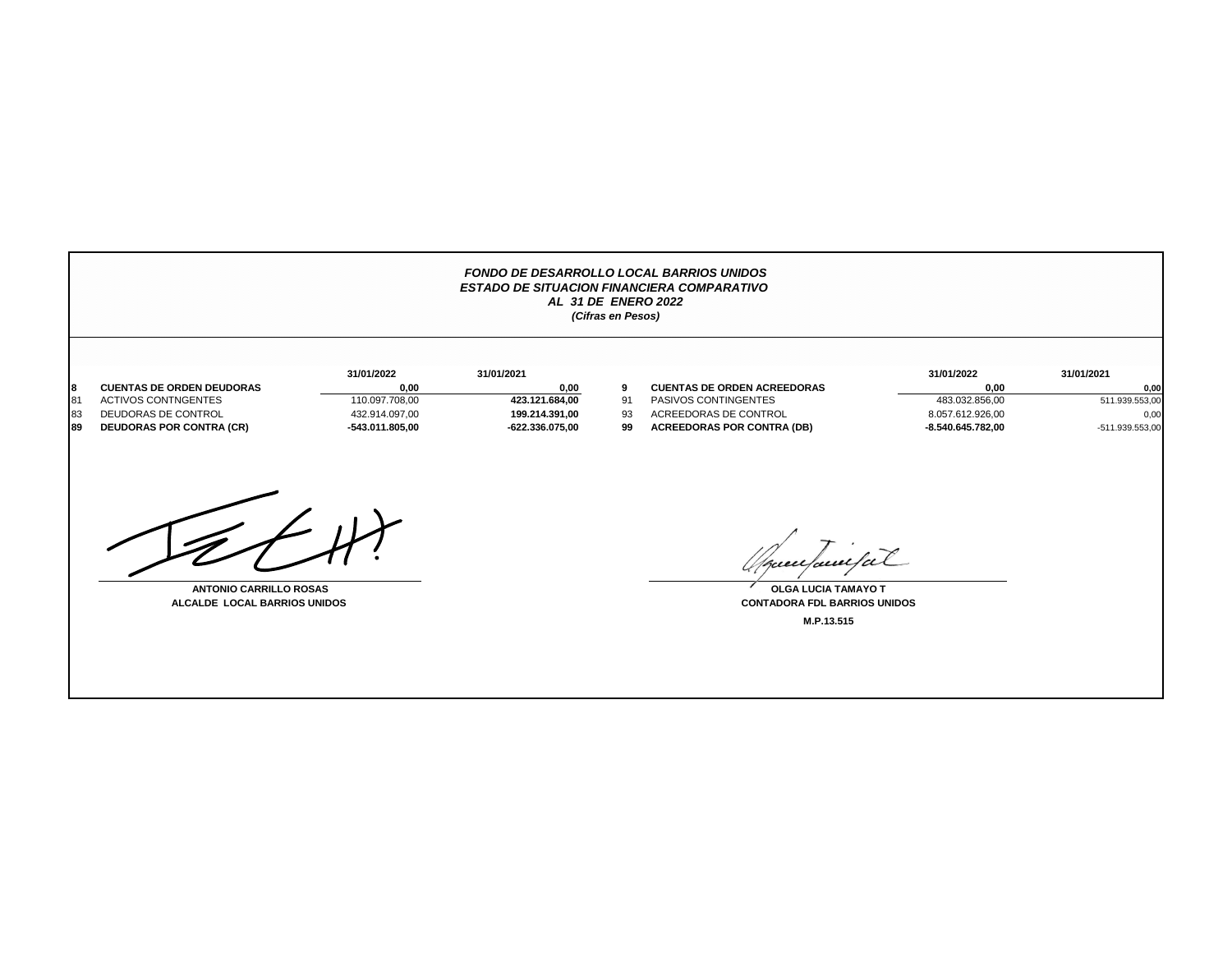***FONDO DE DESARROLLO LOCAL BARRIOS UNIDOS***
***ESTADO DE SITUACION FINANCIERA COMPARATIVO***
***AL 31 DE ENERO 2022***
***(Cifras en Pesos)***

| | | 31/01/2022 | 31/01/2021 | | | 31/01/2022 | 31/01/2021 |
|---|---|---|---|---|---|---|---|
| **8** | **CUENTAS DE ORDEN DEUDORAS** | **0,00** | **0,00** | **9** | **CUENTAS DE ORDEN ACREEDORAS** | **0,00** | **0,00** |
| 81 | ACTIVOS CONTNGENTES | 110.097.708,00 | **423.121.684,00** | 91 | PASIVOS CONTINGENTES | 483.032.856,00 | 511.939.553,00 |
| 83 | DEUDORAS DE CONTROL | 432.914.097,00 | **199.214.391,00** | 93 | ACREEDORAS DE CONTROL | 8.057.612.926,00 | 0,00 |
| **89** | **DEUDORAS POR CONTRA (CR)** | **-543.011.805,00** | **-622.336.075,00** | **99** | **ACREEDORAS POR CONTRA (DB)** | **-8.540.645.782,00** | -511.939.553,00 |

**ANTONIO CARRILLO ROSAS**
**ALCALDE LOCAL BARRIOS UNIDOS**

**OLGA LUCIA TAMAYO T**
**CONTADORA FDL BARRIOS UNIDOS**
**M.P.13.515**